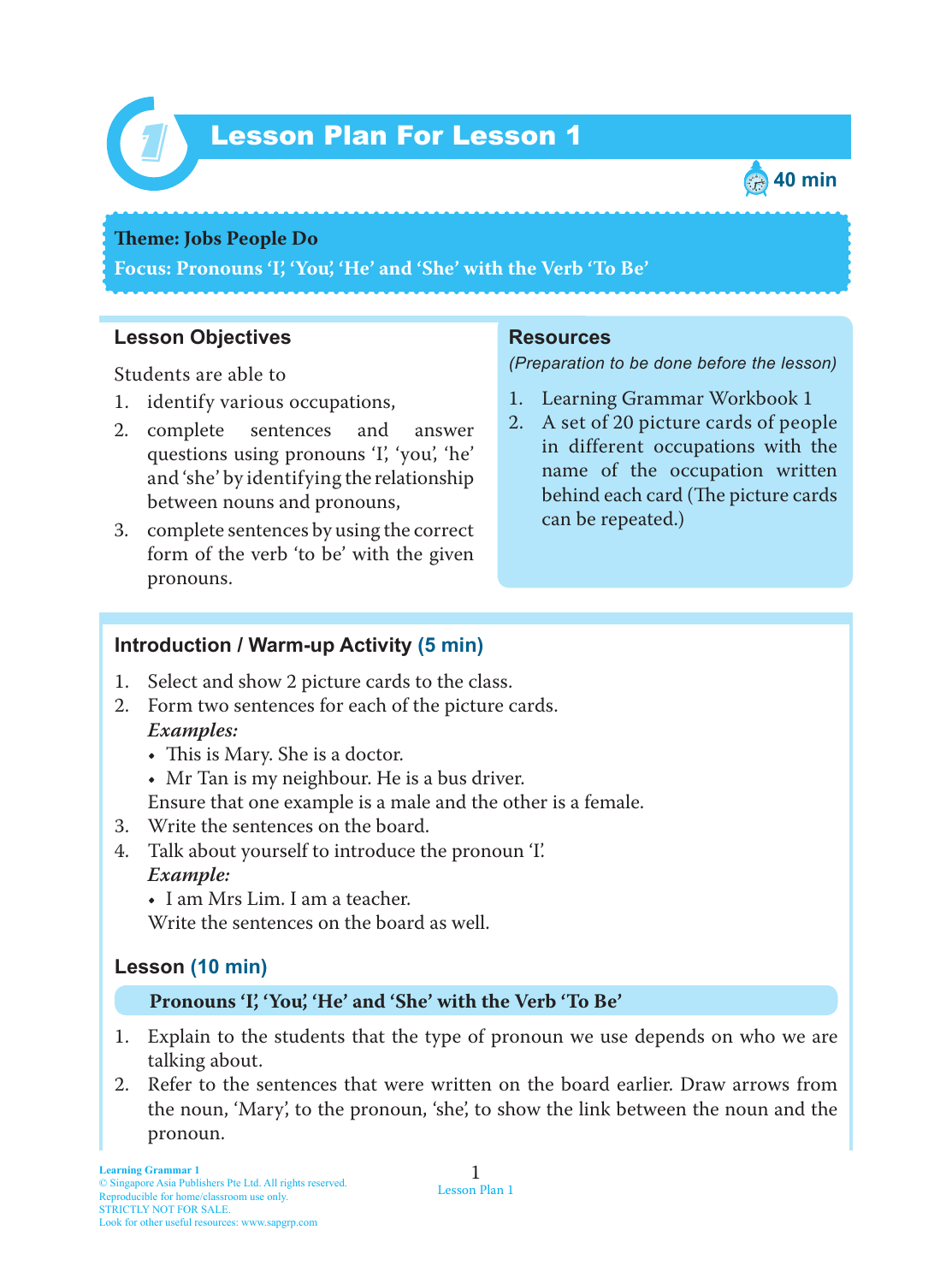# Lesson Plan For Lesson 1

40 min

**Theme: Jobs People Do**

**Focus: Pronouns 'I', 'You', 'He' and 'She' with the Verb 'To Be'**

## Lesson Objectives

Students are able to

1. identify various occupations,
2. complete sentences and answer questions using pronouns 'I', 'you', 'he' and 'she' by identifying the relationship between nouns and pronouns,
3. complete sentences by using the correct form of the verb 'to be' with the given pronouns.

## Resources

*(Preparation to be done before the lesson)*

1. Learning Grammar Workbook 1
2. A set of 20 picture cards of people in different occupations with the name of the occupation written behind each card (The picture cards can be repeated.)

## Introduction / Warm-up Activity (5 min)

1. Select and show 2 picture cards to the class.
2. Form two sentences for each of the picture cards.
   ***Examples:***
   - This is Mary. She is a doctor.
   - Mr Tan is my neighbour. He is a bus driver.

   Ensure that one example is a male and the other is a female.
3. Write the sentences on the board.
4. Talk about yourself to introduce the pronoun 'I'.
   ***Example:***
   - I am Mrs Lim. I am a teacher.

   Write the sentences on the board as well.

## Lesson (10 min)

**Pronouns 'I', 'You', 'He' and 'She' with the Verb 'To Be'**

1. Explain to the students that the type of pronoun we use depends on who we are talking about.
2. Refer to the sentences that were written on the board earlier. Draw arrows from the noun, 'Mary', to the pronoun, 'she', to show the link between the noun and the pronoun.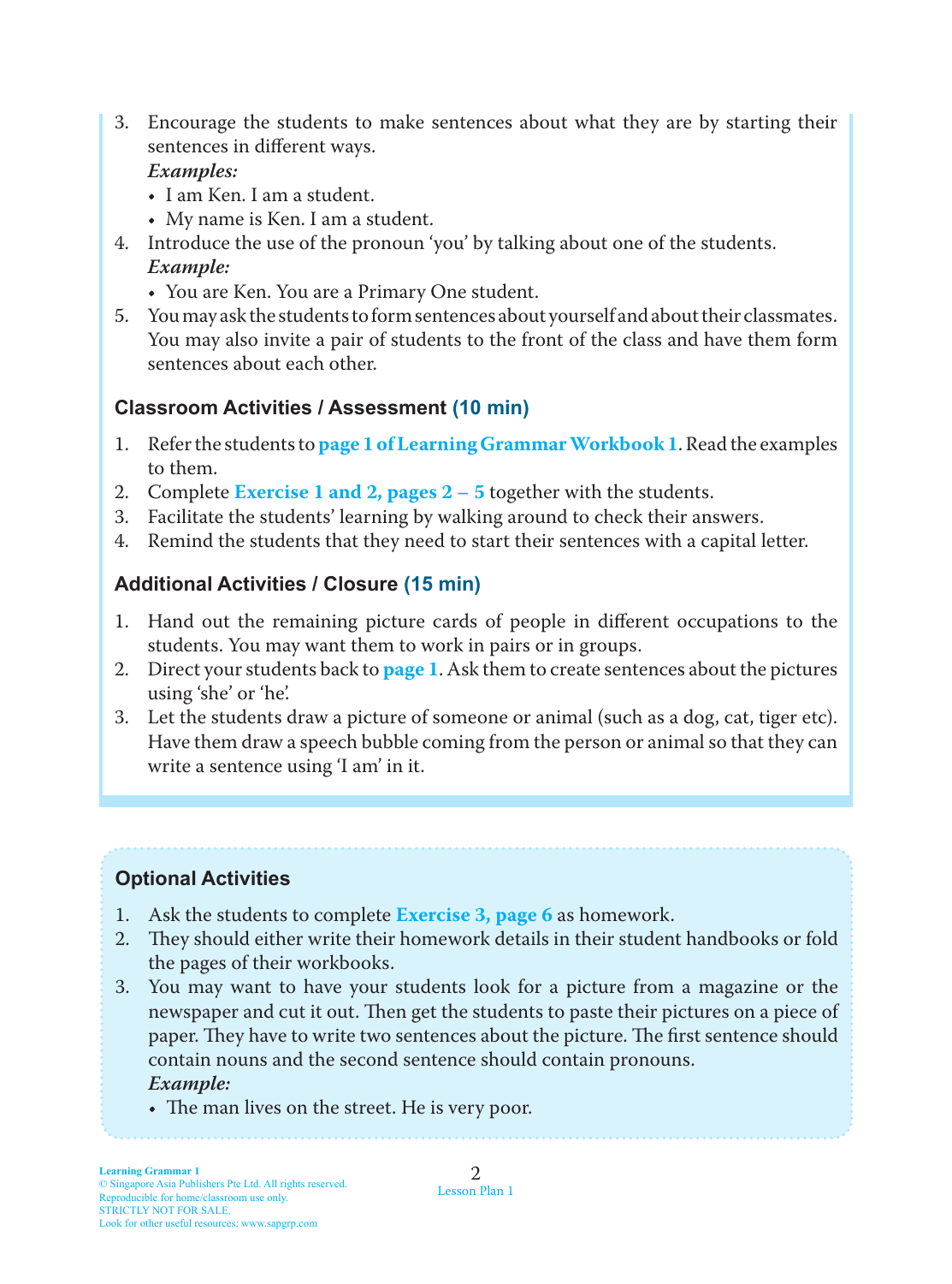3. Encourage the students to make sentences about what they are by starting their sentences in different ways.
   ***Examples:***
   - I am Ken. I am a student.
   - My name is Ken. I am a student.
4. Introduce the use of the pronoun 'you' by talking about one of the students.
   ***Example:***
   - You are Ken. You are a Primary One student.
5. You may ask the students to form sentences about yourself and about their classmates. You may also invite a pair of students to the front of the class and have them form sentences about each other.

### Classroom Activities / Assessment (10 min)

1. Refer the students to **page 1 of Learning Grammar Workbook 1**. Read the examples to them.
2. Complete **Exercise 1 and 2, pages 2 – 5** together with the students.
3. Facilitate the students' learning by walking around to check their answers.
4. Remind the students that they need to start their sentences with a capital letter.

### Additional Activities / Closure (15 min)

1. Hand out the remaining picture cards of people in different occupations to the students. You may want them to work in pairs or in groups.
2. Direct your students back to **page 1**. Ask them to create sentences about the pictures using 'she' or 'he'.
3. Let the students draw a picture of someone or animal (such as a dog, cat, tiger etc). Have them draw a speech bubble coming from the person or animal so that they can write a sentence using 'I am' in it.

### Optional Activities

1. Ask the students to complete **Exercise 3, page 6** as homework.
2. They should either write their homework details in their student handbooks or fold the pages of their workbooks.
3. You may want to have your students look for a picture from a magazine or the newspaper and cut it out. Then get the students to paste their pictures on a piece of paper. They have to write two sentences about the picture. The first sentence should contain nouns and the second sentence should contain pronouns.
   ***Example:***
   - The man lives on the street. He is very poor.

Learning Grammar 1
© Singapore Asia Publishers Pte Ltd. All rights reserved.
Reproducible for home/classroom use only.
STRICTLY NOT FOR SALE.
Look for other useful resources: www.sapgrp.com

Lesson Plan 1